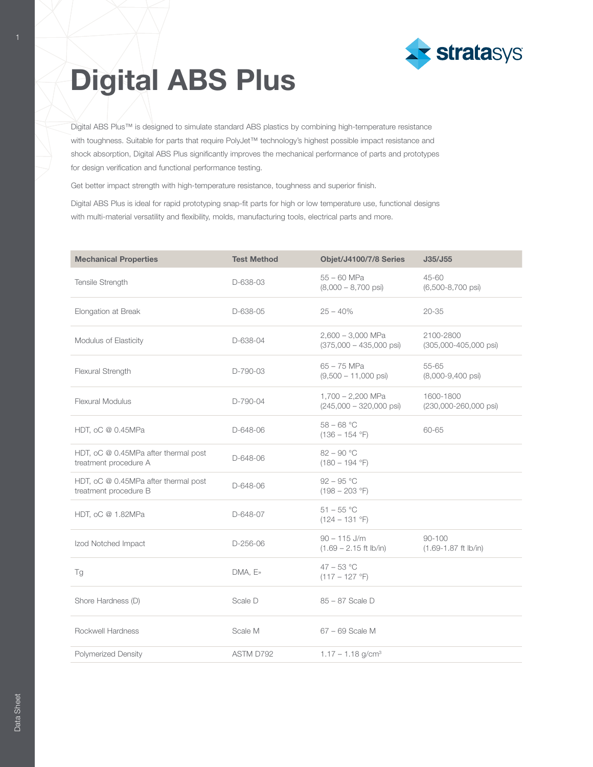# Digital ABS Plus

Digital ABS Plus™ is designed to simulate standard ABS plastics by combining high-temperature resistance with toughness. Suitable for parts that require PolyJet™ technology's highest possible impact resistance and shock absorption, Digital ABS Plus significantly improves the mechanical performance of parts and prototypes for design verification and functional performance testing.

Get better impact strength with high-temperature resistance, toughness and superior finish.

Digital ABS Plus is ideal for rapid prototyping snap-fit parts for high or low temperature use, functional designs with multi-material versatility and flexibility, molds, manufacturing tools, electrical parts and more.

| Mechanical Properties | Test Method | Objet/J4100/7/8 Series | J35/J55 |
|---|---|---|---|
| Tensile Strength | D-638-03 | 55 – 60 MPa (8,000 – 8,700 psi) | 45-60 (6,500-8,700 psi) |
| Elongation at Break | D-638-05 | 25 – 40% | 20-35 |
| Modulus of Elasticity | D-638-04 | 2,600 – 3,000 MPa (375,000 – 435,000 psi) | 2100-2800 (305,000-405,000 psi) |
| Flexural Strength | D-790-03 | 65 – 75 MPa (9,500 – 11,000 psi) | 55-65 (8,000-9,400 psi) |
| Flexural Modulus | D-790-04 | 1,700 – 2,200 MPa (245,000 – 320,000 psi) | 1600-1800 (230,000-260,000 psi) |
| HDT, oC @ 0.45MPa | D-648-06 | 58 – 68 °C (136 – 154 °F) | 60-65 |
| HDT, oC @ 0.45MPa after thermal post treatment procedure A | D-648-06 | 82 – 90 °C (180 – 194 °F) | |
| HDT, oC @ 0.45MPa after thermal post treatment procedure B | D-648-06 | 92 – 95 °C (198 – 203 °F) | |
| HDT, oC @ 1.82MPa | D-648-07 | 51 – 55 °C (124 – 131 °F) | |
| Izod Notched Impact | D-256-06 | 90 – 115 J/m (1.69 – 2.15 ft lb/in) | 90-100 (1.69-1.87 ft lb/in) |
| Tg | DMA, E» | 47 – 53 °C (117 – 127 °F) | |
| Shore Hardness (D) | Scale D | 85 – 87 Scale D | |
| Rockwell Hardness | Scale M | 67 – 69 Scale M | |
| Polymerized Density | ASTM D792 | 1.17 – 1.18 g/cm³ | |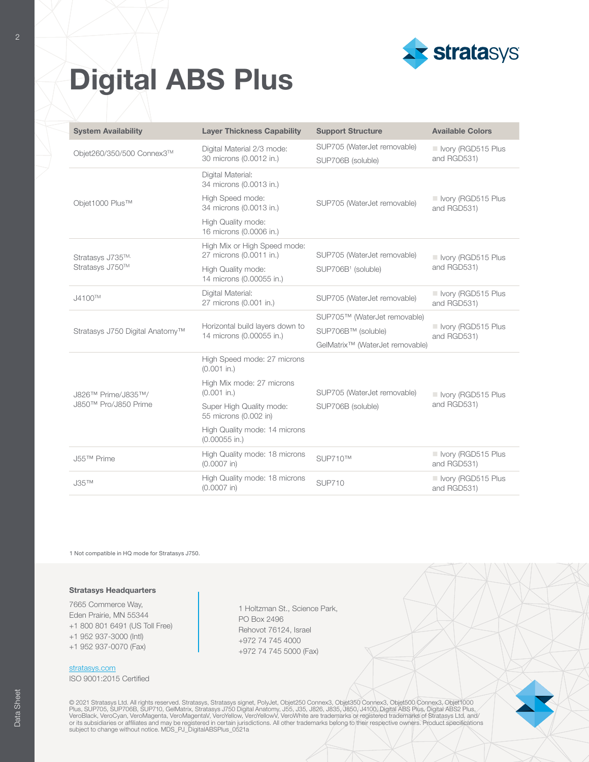# Digital ABS Plus

| System Availability | Layer Thickness Capability | Support Structure | Available Colors |
|---|---|---|---|
| Objet260/350/500 Connex3™ | Digital Material 2/3 mode: 30 microns (0.0012 in.) | SUP705 (WaterJet removable)<br>SUP706B (soluble) | Ivory (RGD515 Plus and RGD531) |
| Objet1000 Plus™ | Digital Material: 34 microns (0.0013 in.)<br>High Speed mode: 34 microns (0.0013 in.)<br>High Quality mode: 16 microns (0.0006 in.) | SUP705 (WaterJet removable) | Ivory (RGD515 Plus and RGD531) |
| Stratasys J735™, Stratasys J750™ | High Mix or High Speed mode: 27 microns (0.0011 in.)<br>High Quality mode: 14 microns (0.00055 in.) | SUP705 (WaterJet removable)<br>SUP706B[1] (soluble) | Ivory (RGD515 Plus and RGD531) |
| J4100™ | Digital Material: 27 microns (0.001 in.) | SUP705 (WaterJet removable) | Ivory (RGD515 Plus and RGD531) |
| Stratasys J750 Digital Anatomy™ | Horizontal build layers down to 14 microns (0.00055 in.) | SUP705™ (WaterJet removable)<br>SUP706B™ (soluble)<br>GelMatrix™ (WaterJet removable) | Ivory (RGD515 Plus and RGD531) |
| J826™ Prime/J835™/ J850™ Pro/J850 Prime | High Speed mode: 27 microns (0.001 in.)<br>High Mix mode: 27 microns (0.001 in.)<br>Super High Quality mode: 55 microns (0.002 in)<br>High Quality mode: 14 microns (0.00055 in.) | SUP705 (WaterJet removable)<br>SUP706B (soluble) | Ivory (RGD515 Plus and RGD531) |
| J55™ Prime | High Quality mode: 18 microns (0.0007 in) | SUP710™ | Ivory (RGD515 Plus and RGD531) |
| J35™ | High Quality mode: 18 microns (0.0007 in) | SUP710 | Ivory (RGD515 Plus and RGD531) |

1 Not compatible in HQ mode for Stratasys J750.

**Stratasys Headquarters**

7665 Commerce Way,
Eden Prairie, MN 55344
+1 800 801 6491 (US Toll Free)
+1 952 937-3000 (Intl)
+1 952 937-0070 (Fax)

1 Holtzman St., Science Park,
PO Box 2496
Rehovot 76124, Israel
+972 74 745 4000
+972 74 745 5000 (Fax)

stratasys.com
ISO 9001:2015 Certified

© 2021 Stratasys Ltd. All rights reserved. Stratasys, Stratasys signet, PolyJet, Objet250 Connex3, Objet350 Connex3, Objet500 Connex3, Objet1000 Plus, SUP705, SUP706B, SUP710, GelMatrix, Stratasys J750 Digital Anatomy, J55, J35, J826, J835, J850, J4100, Digital ABS Plus, Digital ABS2 Plus, VeroBlack, VeroCyan, VeroMagenta, VeroMagentaV, VeroYellow, VeroYellowV, VeroWhite are trademarks or registered trademarks of Stratasys Ltd. and/ or its subsidiaries or affiliates and may be registered in certain jurisdictions. All other trademarks belong to their respective owners. Product specifications subject to change without notice. MDS_PJ_DigitalABSPlus_0521a